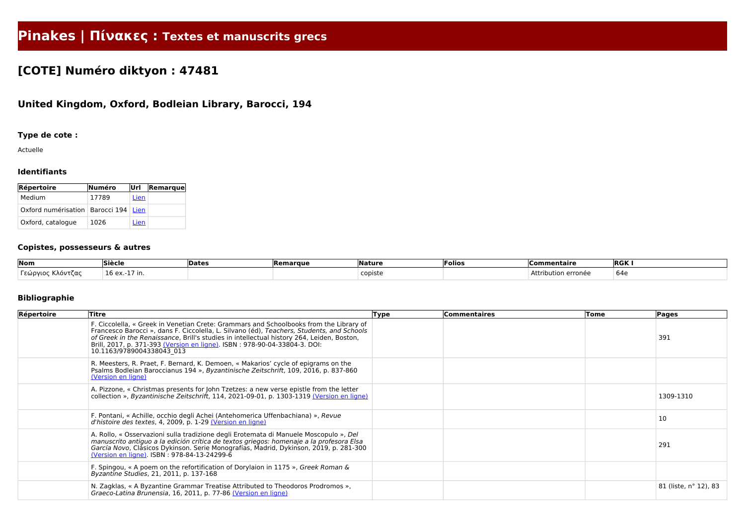# Pinakes | Πίνακες : Textes et manuscrits grecs

## [COTE] Numéro diktyon : 47481

### United Kingdom, Oxford, Bodleian Library, Barocci, 194

#### Type de cote :

Actuelle

#### Identifiants

| Répertoire | Numéro | Url | Remarque |
|---|---|---|---|
| Medium | 17789 | Lien | |
| Oxford numérisation | Barocci 194 | Lien | |
| Oxford, catalogue | 1026 | Lien | |

#### Copistes, possesseurs & autres

| Nom | Siècle | Dates | Remarque | Nature | Folios | Commentaire | RGK I |
|---|---|---|---|---|---|---|---|
| Γεώργιος Κλόντζας | 16 ex.-17 in. | | | copiste | | Attribution erronée | 64e |

#### Bibliographie

| Répertoire | Titre | Type | Commentaires | Tome | Pages |
|---|---|---|---|---|---|
| | F. Ciccolella, « Greek in Venetian Crete: Grammars and Schoolbooks from the Library of Francesco Barocci », dans F. Ciccolella, L. Silvano (éd), *Teachers, Students, and Schools of Greek in the Renaissance*, Brill's studies in intellectual history 264, Leiden, Boston, Brill, 2017, p. 371-393 (Version en ligne). ISBN : 978-90-04-33804-3. DOI: 10.1163/9789004338043_013 | | | | 391 |
| | R. Meesters, R. Praet, F. Bernard, K. Demoen, « Makarios' cycle of epigrams on the Psalms Bodleian Baroccianus 194 », *Byzantinische Zeitschrift*, 109, 2016, p. 837-860 (Version en ligne) | | | | |
| | A. Pizzone, « Christmas presents for John Tzetzes: a new verse epistle from the letter collection », *Byzantinische Zeitschrift*, 114, 2021-09-01, p. 1303-1319 (Version en ligne) | | | | 1309-1310 |
| | F. Pontani, « Achille, occhio degli Achei (Antehomerica Uffenbachiana) », *Revue d'histoire des textes*, 4, 2009, p. 1-29 (Version en ligne) | | | | 10 |
| | A. Rollo, « Osservazioni sulla tradizione degli Erotemata di Manuele Moscopulo », *Del manuscrito antiguo a la edición crítica de textos griegos: homenaje a la profesora Elsa García Novo*, Clásicos Dykinson. Serie Monografías, Madrid, Dykinson, 2019, p. 281-300 (Version en ligne). ISBN : 978-84-13-24299-6 | | | | 291 |
| | F. Spingou, « A poem on the refortification of Dorylaion in 1175 », *Greek Roman & Byzantine Studies*, 21, 2011, p. 137-168 | | | | |
| | N. Zagklas, « A Byzantine Grammar Treatise Attributed to Theodoros Prodromos », *Graeco-Latina Brunensia*, 16, 2011, p. 77-86 (Version en ligne) | | | | 81 (liste, n° 12), 83 |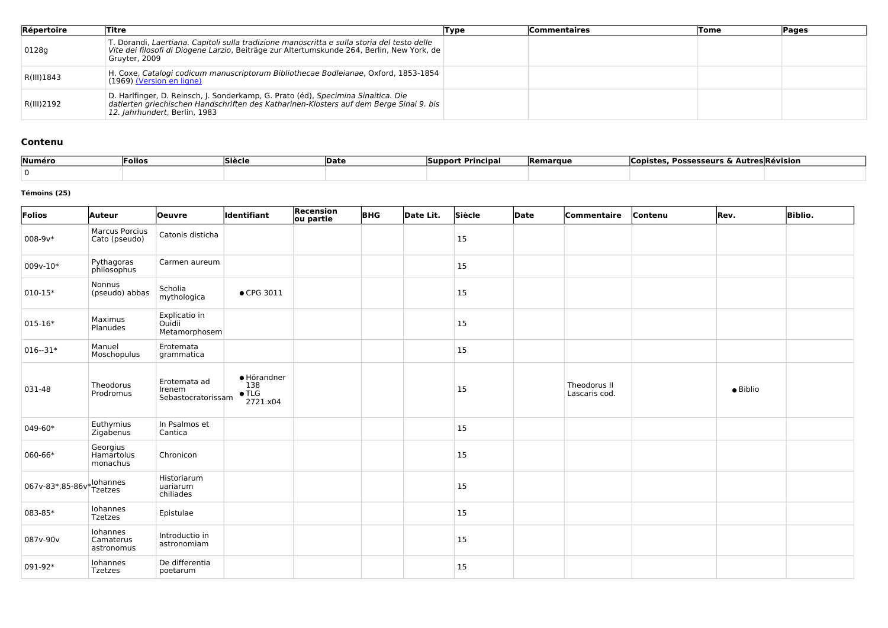| Répertoire | Titre | Type | Commentaires | Tome | Pages |
|---|---|---|---|---|---|
| 0128g | T. Dorandi, *Laertiana. Capitoli sulla tradizione manoscritta e sulla storia del testo delle Vite dei filosofi di Diogene Larzio*, Beiträge zur Altertumskunde 264, Berlin, New York, de Gruyter, 2009 | | | | |
| R(III)1843 | H. Coxe, *Catalogi codicum manuscriptorum Bibliothecae Bodleianae*, Oxford, 1853-1854 (1969) (Version en ligne) | | | | |
| R(III)2192 | D. Harlfinger, D. Reinsch, J. Sonderkamp, G. Prato (éd), *Specimina Sinaitica. Die datierten griechischen Handschriften des Katharinen-Klosters auf dem Berge Sinai 9. bis 12. Jahrhundert*, Berlin, 1983 | | | | |

## Contenu

| Numéro | Folios | Siècle | Date | Support Principal | Remarque | Copistes, Possesseurs & Autres | Révision |
|---|---|---|---|---|---|---|---|
| 0 | | | | | | | |

#### Témoins (25)

| Folios | Auteur | Oeuvre | Identifiant | Recension ou partie | BHG | Date Lit. | Siècle | Date | Commentaire | Contenu | Rev. | Biblio. |
|---|---|---|---|---|---|---|---|---|---|---|---|---|
| 008-9v* | Marcus Porcius Cato (pseudo) | Catonis disticha | | | | | 15 | | | | | |
| 009v-10* | Pythagoras philosophus | Carmen aureum | | | | | 15 | | | | | |
| 010-15* | Nonnus (pseudo) abbas | Scholia mythologica | • CPG 3011 | | | | 15 | | | | | |
| 015-16* | Maximus Planudes | Explicatio in Ouidii Metamorphosem | | | | | 15 | | | | | |
| 016--31* | Manuel Moschopulus | Erotemata grammatica | | | | | 15 | | | | | |
| 031-48 | Theodorus Prodromus | Erotemata ad Irenem Sebastocratorissam | • Hörandner 138 • TLG 2721.x04 | | | | 15 | | Theodorus II Lascaris cod. | | • Biblio | |
| 049-60* | Euthymius Zigabenus | In Psalmos et Cantica | | | | | 15 | | | | | |
| 060-66* | Georgius Hamartolus monachus | Chronicon | | | | | 15 | | | | | |
| 067v-83*,85-86v* | Iohannes Tzetzes | Historiarum uariarum chiliades | | | | | 15 | | | | | |
| 083-85* | Iohannes Tzetzes | Epistulae | | | | | 15 | | | | | |
| 087v-90v | Iohannes Camaterus astronomus | Introductio in astronomiam | | | | | 15 | | | | | |
| 091-92* | Iohannes Tzetzes | De differentia poetarum | | | | | 15 | | | | | |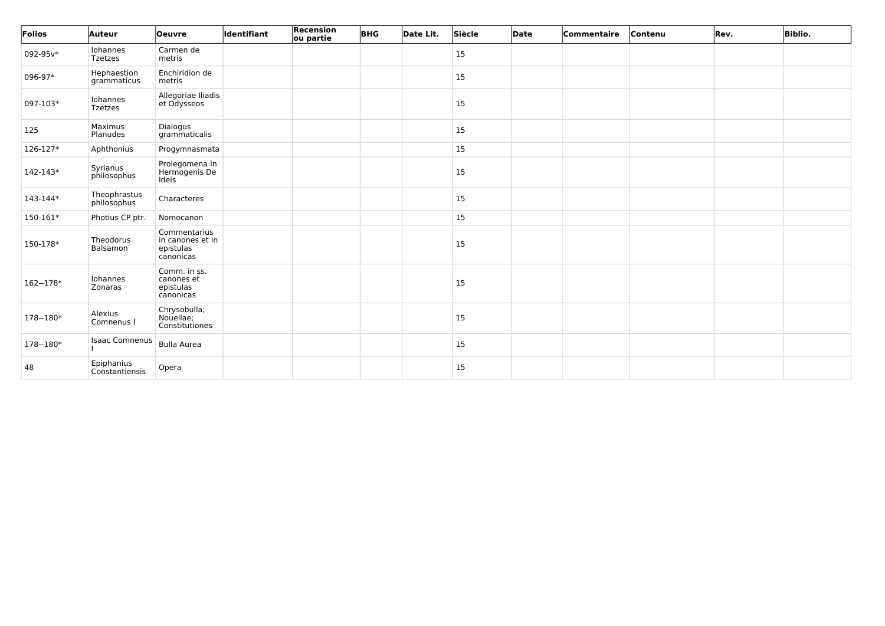| Folios | Auteur | Oeuvre | Identifiant | Recension ou partie | BHG | Date Lit. | Siècle | Date | Commentaire | Contenu | Rev. | Biblio. |
|---|---|---|---|---|---|---|---|---|---|---|---|---|
| 092-95v* | Iohannes Tzetzes | Carmen de metris | | | | | 15 | | | | | |
| 096-97* | Hephaestion grammaticus | Enchiridion de metris | | | | | 15 | | | | | |
| 097-103* | Iohannes Tzetzes | Allegoriae Iliadis et Odysseos | | | | | 15 | | | | | |
| 125 | Maximus Planudes | Dialogus grammaticalis | | | | | 15 | | | | | |
| 126-127* | Aphthonius | Progymnasmata | | | | | 15 | | | | | |
| 142-143* | Syrianus philosophus | Prolegomena In Hermogenis De Ideis | | | | | 15 | | | | | |
| 143-144* | Theophrastus philosophus | Characteres | | | | | 15 | | | | | |
| 150-161* | Photius CP ptr. | Nomocanon | | | | | 15 | | | | | |
| 150-178* | Theodorus Balsamon | Commentarius in canones et in epistulas canonicas | | | | | 15 | | | | | |
| 162--178* | Iohannes Zonaras | Comm. in ss. canones et epistulas canonicas | | | | | 15 | | | | | |
| 178--180* | Alexius Comnenus I | Chrysobulla; Nouellae; Constitutiones | | | | | 15 | | | | | |
| 178--180* | Isaac Comnenus I | Bulla Aurea | | | | | 15 | | | | | |
| 48 | Epiphanius Constantiensis | Opera | | | | | 15 | | | | | |